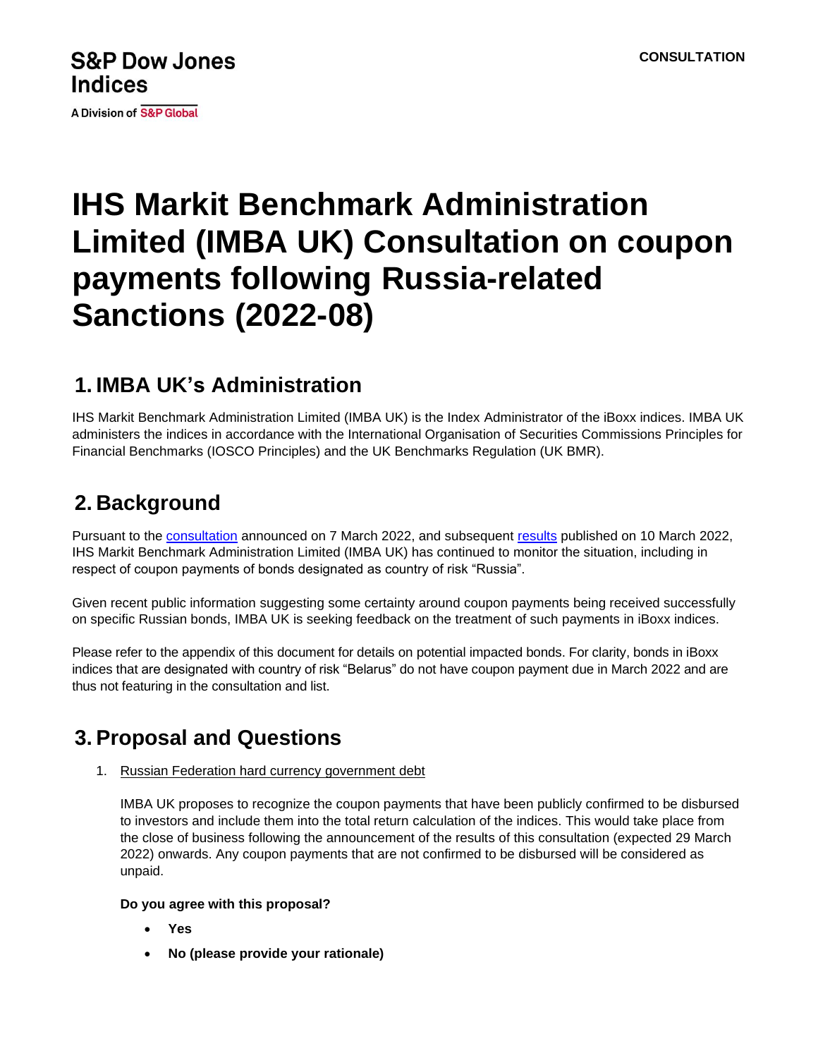S&P Dow Jones Indices

A Division of S&P Global

CONSULTATION

# IHS Markit Benchmark Administration Limited (IMBA UK) Consultation on coupon payments following Russia-related Sanctions (2022-08)

## 1. IMBA UK's Administration

IHS Markit Benchmark Administration Limited (IMBA UK) is the Index Administrator of the iBoxx indices. IMBA UK administers the indices in accordance with the International Organisation of Securities Commissions Principles for Financial Benchmarks (IOSCO Principles) and the UK Benchmarks Regulation (UK BMR).

## 2. Background

Pursuant to the consultation announced on 7 March 2022, and subsequent results published on 10 March 2022, IHS Markit Benchmark Administration Limited (IMBA UK) has continued to monitor the situation, including in respect of coupon payments of bonds designated as country of risk "Russia".

Given recent public information suggesting some certainty around coupon payments being received successfully on specific Russian bonds, IMBA UK is seeking feedback on the treatment of such payments in iBoxx indices.

Please refer to the appendix of this document for details on potential impacted bonds. For clarity, bonds in iBoxx indices that are designated with country of risk "Belarus" do not have coupon payment due in March 2022 and are thus not featuring in the consultation and list.

## 3. Proposal and Questions

1. Russian Federation hard currency government debt

   IMBA UK proposes to recognize the coupon payments that have been publicly confirmed to be disbursed to investors and include them into the total return calculation of the indices. This would take place from the close of business following the announcement of the results of this consultation (expected 29 March 2022) onwards. Any coupon payments that are not confirmed to be disbursed will be considered as unpaid.

   **Do you agree with this proposal?**

   - **Yes**
   - **No (please provide your rationale)**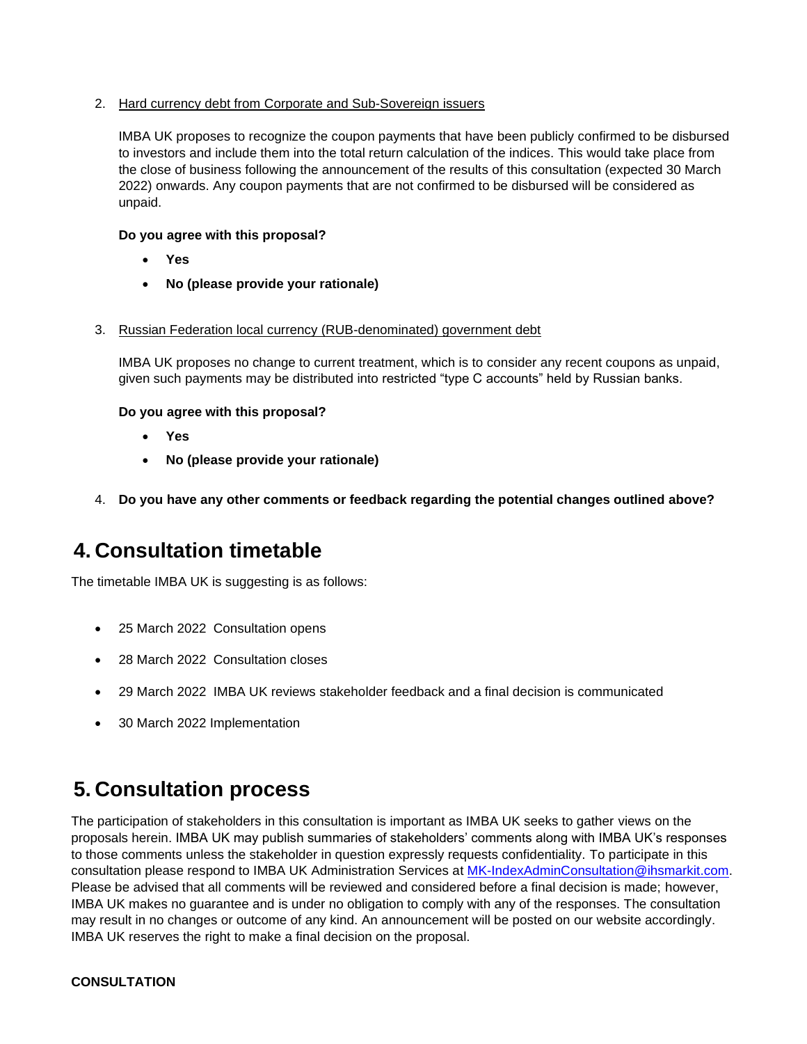2. Hard currency debt from Corporate and Sub-Sovereign issuers

   IMBA UK proposes to recognize the coupon payments that have been publicly confirmed to be disbursed to investors and include them into the total return calculation of the indices. This would take place from the close of business following the announcement of the results of this consultation (expected 30 March 2022) onwards. Any coupon payments that are not confirmed to be disbursed will be considered as unpaid.

   **Do you agree with this proposal?**

   - **Yes**
   - **No (please provide your rationale)**

3. Russian Federation local currency (RUB-denominated) government debt

   IMBA UK proposes no change to current treatment, which is to consider any recent coupons as unpaid, given such payments may be distributed into restricted "type C accounts" held by Russian banks.

   **Do you agree with this proposal?**

   - **Yes**
   - **No (please provide your rationale)**

4. **Do you have any other comments or feedback regarding the potential changes outlined above?**

# 4. Consultation timetable

The timetable IMBA UK is suggesting is as follows:

- 25 March 2022 Consultation opens
- 28 March 2022 Consultation closes
- 29 March 2022 IMBA UK reviews stakeholder feedback and a final decision is communicated
- 30 March 2022 Implementation

# 5. Consultation process

The participation of stakeholders in this consultation is important as IMBA UK seeks to gather views on the proposals herein. IMBA UK may publish summaries of stakeholders' comments along with IMBA UK's responses to those comments unless the stakeholder in question expressly requests confidentiality. To participate in this consultation please respond to IMBA UK Administration Services at MK-IndexAdminConsultation@ihsmarkit.com. Please be advised that all comments will be reviewed and considered before a final decision is made; however, IMBA UK makes no guarantee and is under no obligation to comply with any of the responses. The consultation may result in no changes or outcome of any kind. An announcement will be posted on our website accordingly. IMBA UK reserves the right to make a final decision on the proposal.

**CONSULTATION**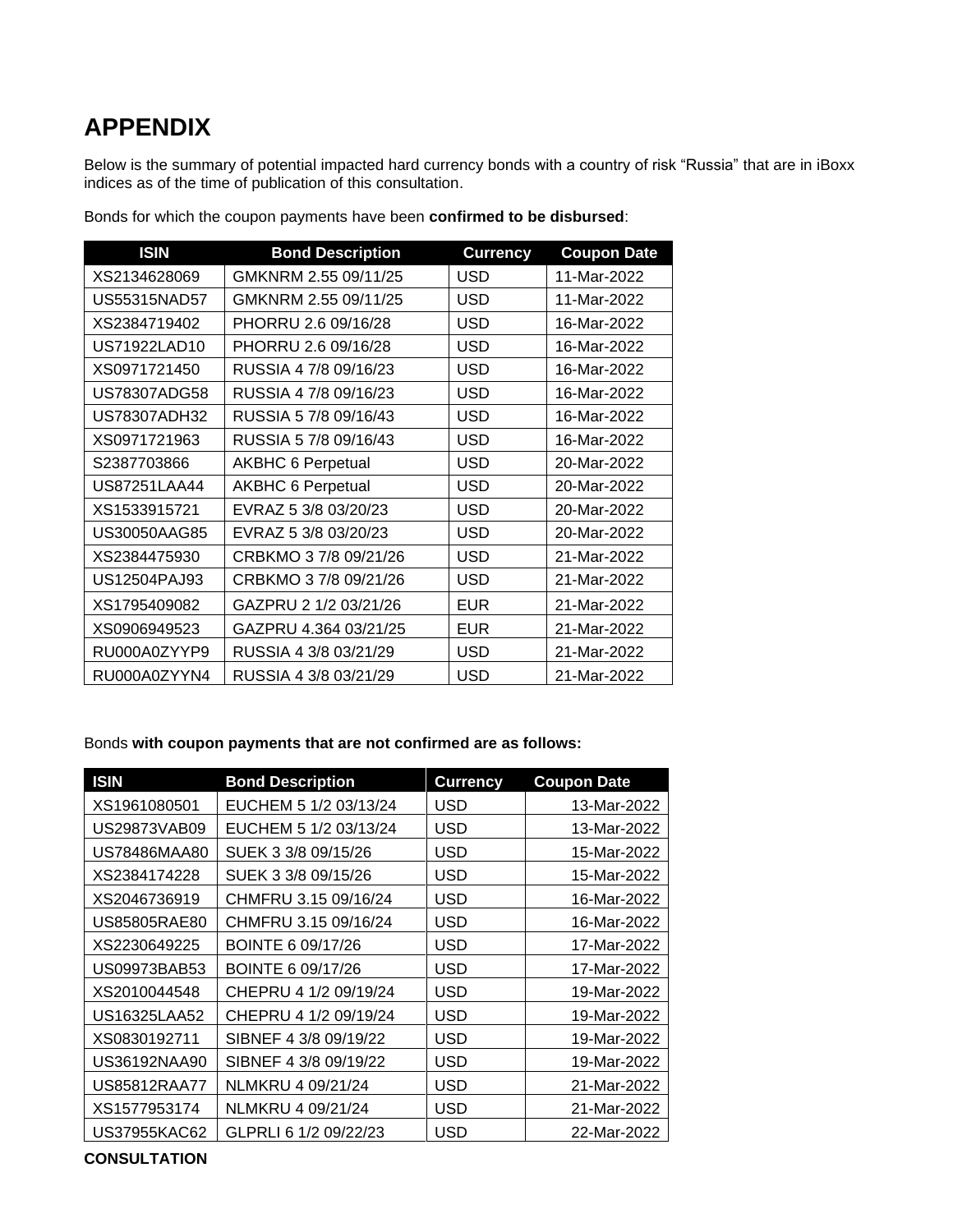# APPENDIX

Below is the summary of potential impacted hard currency bonds with a country of risk "Russia" that are in iBoxx indices as of the time of publication of this consultation.

Bonds for which the coupon payments have been **confirmed to be disbursed**:

| ISIN | Bond Description | Currency | Coupon Date |
|---|---|---|---|
| XS2134628069 | GMKNRM 2.55 09/11/25 | USD | 11-Mar-2022 |
| US55315NAD57 | GMKNRM 2.55 09/11/25 | USD | 11-Mar-2022 |
| XS2384719402 | PHORRU 2.6 09/16/28 | USD | 16-Mar-2022 |
| US71922LAD10 | PHORRU 2.6 09/16/28 | USD | 16-Mar-2022 |
| XS0971721450 | RUSSIA 4 7/8 09/16/23 | USD | 16-Mar-2022 |
| US78307ADG58 | RUSSIA 4 7/8 09/16/23 | USD | 16-Mar-2022 |
| US78307ADH32 | RUSSIA 5 7/8 09/16/43 | USD | 16-Mar-2022 |
| XS0971721963 | RUSSIA 5 7/8 09/16/43 | USD | 16-Mar-2022 |
| S2387703866 | AKBHC 6 Perpetual | USD | 20-Mar-2022 |
| US87251LAA44 | AKBHC 6 Perpetual | USD | 20-Mar-2022 |
| XS1533915721 | EVRAZ 5 3/8 03/20/23 | USD | 20-Mar-2022 |
| US30050AAG85 | EVRAZ 5 3/8 03/20/23 | USD | 20-Mar-2022 |
| XS2384475930 | CRBKMO 3 7/8 09/21/26 | USD | 21-Mar-2022 |
| US12504PAJ93 | CRBKMO 3 7/8 09/21/26 | USD | 21-Mar-2022 |
| XS1795409082 | GAZPRU 2 1/2 03/21/26 | EUR | 21-Mar-2022 |
| XS0906949523 | GAZPRU 4.364 03/21/25 | EUR | 21-Mar-2022 |
| RU000A0ZYYP9 | RUSSIA 4 3/8 03/21/29 | USD | 21-Mar-2022 |
| RU000A0ZYYN4 | RUSSIA 4 3/8 03/21/29 | USD | 21-Mar-2022 |

Bonds **with coupon payments that are not confirmed are as follows:**

| ISIN | Bond Description | Currency | Coupon Date |
|---|---|---|---|
| XS1961080501 | EUCHEM 5 1/2 03/13/24 | USD | 13-Mar-2022 |
| US29873VAB09 | EUCHEM 5 1/2 03/13/24 | USD | 13-Mar-2022 |
| US78486MAA80 | SUEK 3 3/8 09/15/26 | USD | 15-Mar-2022 |
| XS2384174228 | SUEK 3 3/8 09/15/26 | USD | 15-Mar-2022 |
| XS2046736919 | CHMFRU 3.15 09/16/24 | USD | 16-Mar-2022 |
| US85805RAE80 | CHMFRU 3.15 09/16/24 | USD | 16-Mar-2022 |
| XS2230649225 | BOINTE 6 09/17/26 | USD | 17-Mar-2022 |
| US09973BAB53 | BOINTE 6 09/17/26 | USD | 17-Mar-2022 |
| XS2010044548 | CHEPRU 4 1/2 09/19/24 | USD | 19-Mar-2022 |
| US16325LAA52 | CHEPRU 4 1/2 09/19/24 | USD | 19-Mar-2022 |
| XS0830192711 | SIBNEF 4 3/8 09/19/22 | USD | 19-Mar-2022 |
| US36192NAA90 | SIBNEF 4 3/8 09/19/22 | USD | 19-Mar-2022 |
| US85812RAA77 | NLMKRU 4 09/21/24 | USD | 21-Mar-2022 |
| XS1577953174 | NLMKRU 4 09/21/24 | USD | 21-Mar-2022 |
| US37955KAC62 | GLPRLI 6 1/2 09/22/23 | USD | 22-Mar-2022 |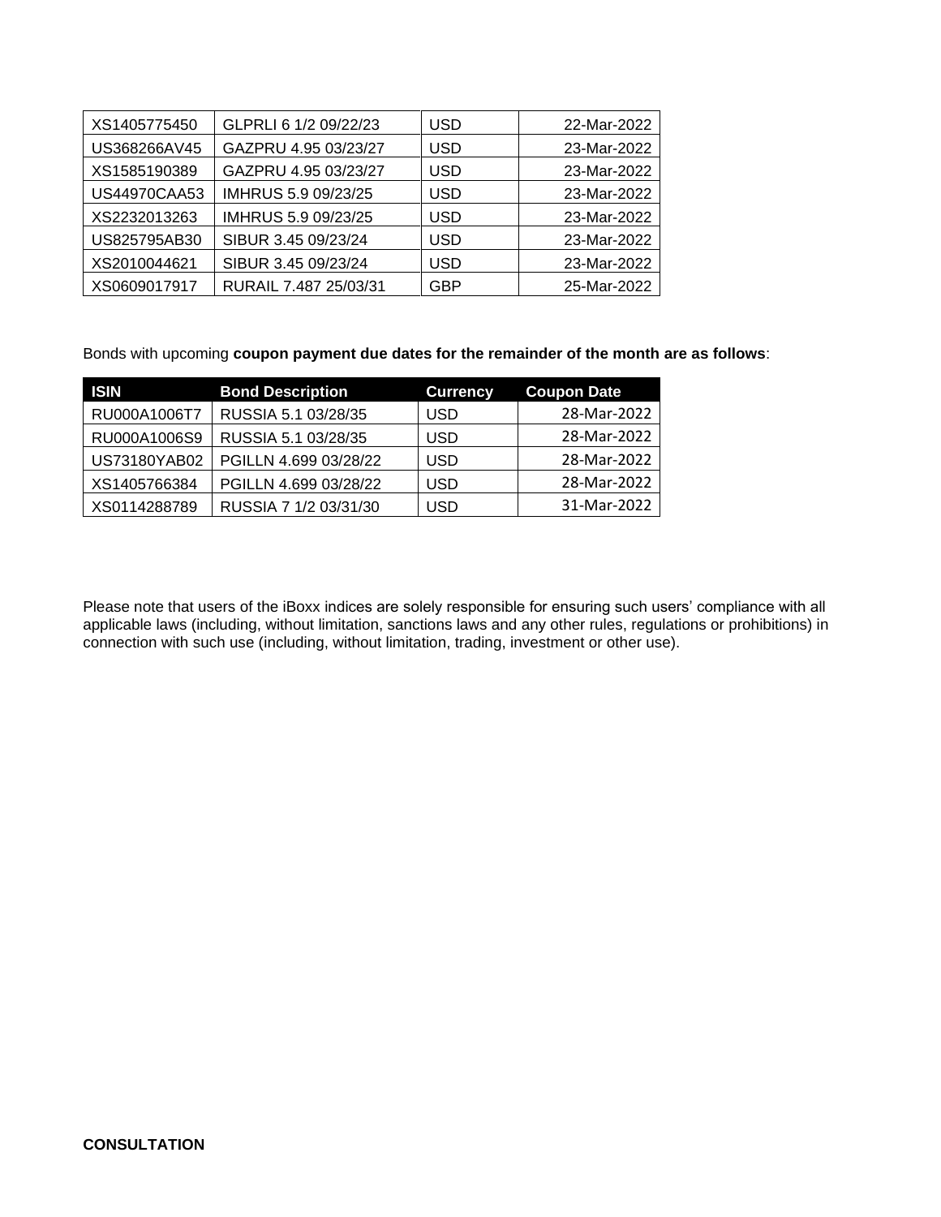| | | | |
|---|---|---|---|
| XS1405775450 | GLPRLI 6 1/2 09/22/23 | USD | 22-Mar-2022 |
| US368266AV45 | GAZPRU 4.95 03/23/27 | USD | 23-Mar-2022 |
| XS1585190389 | GAZPRU 4.95 03/23/27 | USD | 23-Mar-2022 |
| US44970CAA53 | IMHRUS 5.9 09/23/25 | USD | 23-Mar-2022 |
| XS2232013263 | IMHRUS 5.9 09/23/25 | USD | 23-Mar-2022 |
| US825795AB30 | SIBUR 3.45 09/23/24 | USD | 23-Mar-2022 |
| XS2010044621 | SIBUR 3.45 09/23/24 | USD | 23-Mar-2022 |
| XS0609017917 | RURAIL 7.487 25/03/31 | GBP | 25-Mar-2022 |

Bonds with upcoming **coupon payment due dates for the remainder of the month are as follows**:

| ISIN | Bond Description | Currency | Coupon Date |
|---|---|---|---|
| RU000A1006T7 | RUSSIA 5.1 03/28/35 | USD | 28-Mar-2022 |
| RU000A1006S9 | RUSSIA 5.1 03/28/35 | USD | 28-Mar-2022 |
| US73180YAB02 | PGILLN 4.699 03/28/22 | USD | 28-Mar-2022 |
| XS1405766384 | PGILLN 4.699 03/28/22 | USD | 28-Mar-2022 |
| XS0114288789 | RUSSIA 7 1/2 03/31/30 | USD | 31-Mar-2022 |

Please note that users of the iBoxx indices are solely responsible for ensuring such users' compliance with all applicable laws (including, without limitation, sanctions laws and any other rules, regulations or prohibitions) in connection with such use (including, without limitation, trading, investment or other use).

**CONSULTATION**